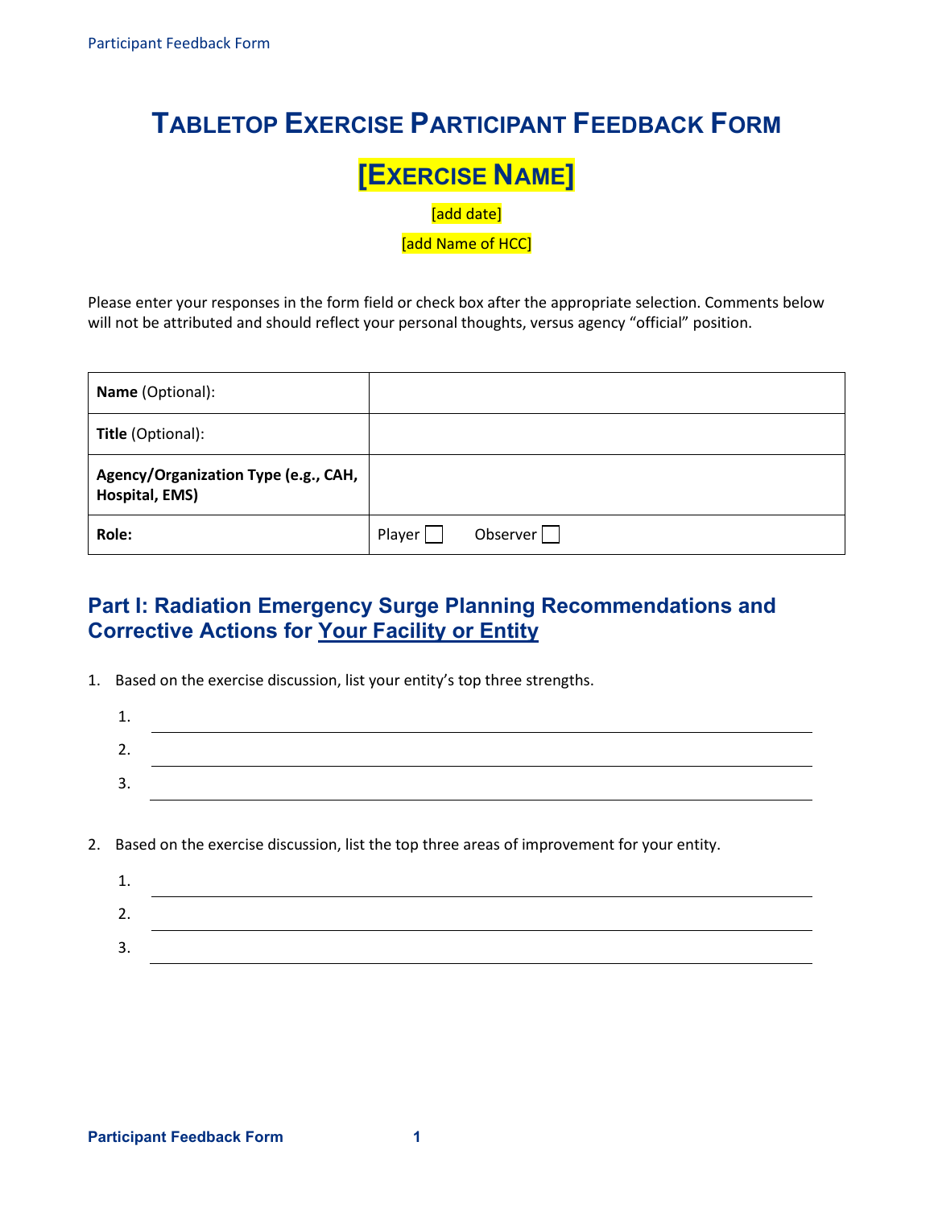# Tabletop Exercise Participant Feedback Form

## [Exercise Name]

[add date]

[add Name of HCC]

Please enter your responses in the form field or check box after the appropriate selection. Comments below will not be attributed and should reflect your personal thoughts, versus agency "official" position.

| **Name** (Optional): | |
|---|---|
| **Title** (Optional): | |
| **Agency/Organization Type (e.g., CAH, Hospital, EMS)** | |
| **Role:** | Player ☐ Observer ☐ |

## Part I: Radiation Emergency Surge Planning Recommendations and Corrective Actions for Your Facility or Entity

1. Based on the exercise discussion, list your entity's top three strengths.

   1. \_\_\_\_\_\_\_\_\_\_\_\_\_\_\_\_\_\_\_\_\_\_\_\_\_\_\_\_\_\_\_\_
   2. \_\_\_\_\_\_\_\_\_\_\_\_\_\_\_\_\_\_\_\_\_\_\_\_\_\_\_\_\_\_\_\_
   3. \_\_\_\_\_\_\_\_\_\_\_\_\_\_\_\_\_\_\_\_\_\_\_\_\_\_\_\_\_\_\_\_

2. Based on the exercise discussion, list the top three areas of improvement for your entity.

   1. \_\_\_\_\_\_\_\_\_\_\_\_\_\_\_\_\_\_\_\_\_\_\_\_\_\_\_\_\_\_\_\_
   2. \_\_\_\_\_\_\_\_\_\_\_\_\_\_\_\_\_\_\_\_\_\_\_\_\_\_\_\_\_\_\_\_
   3. \_\_\_\_\_\_\_\_\_\_\_\_\_\_\_\_\_\_\_\_\_\_\_\_\_\_\_\_\_\_\_\_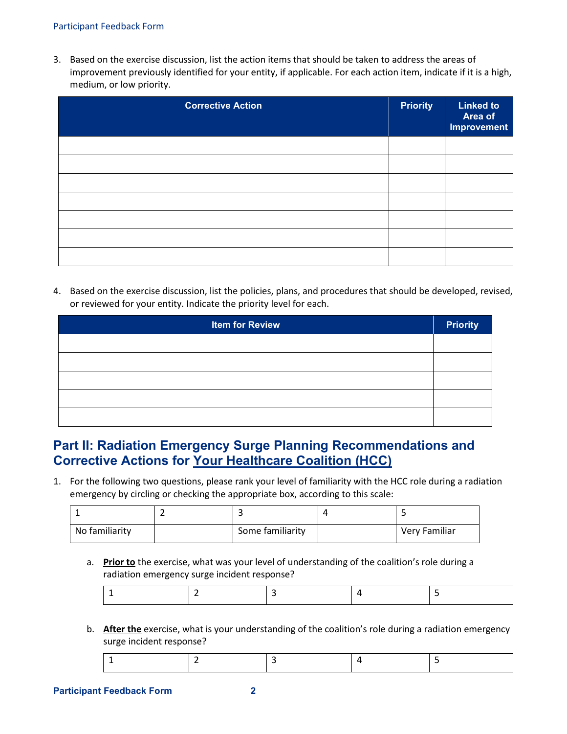3. Based on the exercise discussion, list the action items that should be taken to address the areas of improvement previously identified for your entity, if applicable. For each action item, indicate if it is a high, medium, or low priority.

| Corrective Action | Priority | Linked to Area of Improvement |
| --- | --- | --- |
| | | |
| | | |
| | | |
| | | |
| | | |
| | | |
| | | |

4. Based on the exercise discussion, list the policies, plans, and procedures that should be developed, revised, or reviewed for your entity. Indicate the priority level for each.

| Item for Review | Priority |
| --- | --- |
| | |
| | |
| | |
| | |
| | |

## Part II: Radiation Emergency Surge Planning Recommendations and Corrective Actions for Your Healthcare Coalition (HCC)

1. For the following two questions, please rank your level of familiarity with the HCC role during a radiation emergency by circling or checking the appropriate box, according to this scale:

| 1 | 2 | 3 | 4 | 5 |
| --- | --- | --- | --- | --- |
| No familiarity | | Some familiarity | | Very Familiar |

   a. **Prior to** the exercise, what was your level of understanding of the coalition's role during a radiation emergency surge incident response?

| 1 | 2 | 3 | 4 | 5 |
| --- | --- | --- | --- | --- |

   b. **After the** exercise, what is your understanding of the coalition's role during a radiation emergency surge incident response?

| 1 | 2 | 3 | 4 | 5 |
| --- | --- | --- | --- | --- |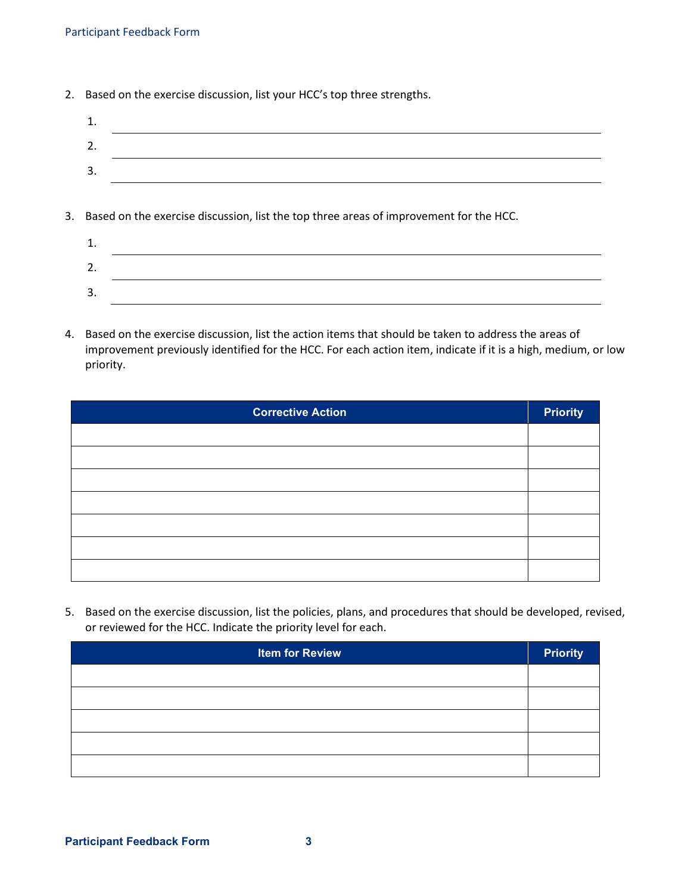2. Based on the exercise discussion, list your HCC's top three strengths.

    1. ______________________________
    2. ______________________________
    3. ______________________________

3. Based on the exercise discussion, list the top three areas of improvement for the HCC.

    1. ______________________________
    2. ______________________________
    3. ______________________________

4. Based on the exercise discussion, list the action items that should be taken to address the areas of improvement previously identified for the HCC. For each action item, indicate if it is a high, medium, or low priority.

| Corrective Action | Priority |
| --- | --- |
| | |
| | |
| | |
| | |
| | |
| | |
| | |

5. Based on the exercise discussion, list the policies, plans, and procedures that should be developed, revised, or reviewed for the HCC. Indicate the priority level for each.

| Item for Review | Priority |
| --- | --- |
| | |
| | |
| | |
| | |
| | |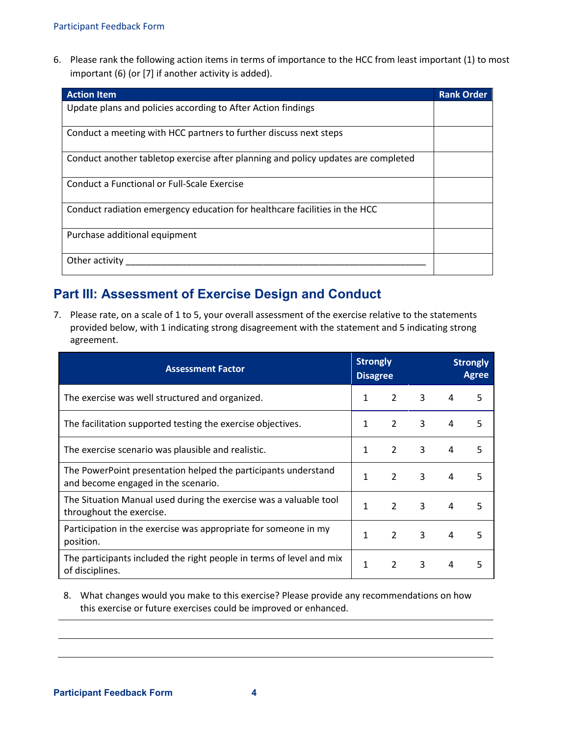6. Please rank the following action items in terms of importance to the HCC from least important (1) to most important (6) (or [7] if another activity is added).

| Action Item | Rank Order |
|---|---|
| Update plans and policies according to After Action findings | |
| Conduct a meeting with HCC partners to further discuss next steps | |
| Conduct another tabletop exercise after planning and policy updates are completed | |
| Conduct a Functional or Full-Scale Exercise | |
| Conduct radiation emergency education for healthcare facilities in the HCC | |
| Purchase additional equipment | |
| Other activity ____________________________________________________________ | |

## Part III: Assessment of Exercise Design and Conduct

7. Please rate, on a scale of 1 to 5, your overall assessment of the exercise relative to the statements provided below, with 1 indicating strong disagreement with the statement and 5 indicating strong agreement.

| Assessment Factor | Strongly Disagree | | | | Strongly Agree |
|---|---|---|---|---|---|
| The exercise was well structured and organized. | 1 | 2 | 3 | 4 | 5 |
| The facilitation supported testing the exercise objectives. | 1 | 2 | 3 | 4 | 5 |
| The exercise scenario was plausible and realistic. | 1 | 2 | 3 | 4 | 5 |
| The PowerPoint presentation helped the participants understand and become engaged in the scenario. | 1 | 2 | 3 | 4 | 5 |
| The Situation Manual used during the exercise was a valuable tool throughout the exercise. | 1 | 2 | 3 | 4 | 5 |
| Participation in the exercise was appropriate for someone in my position. | 1 | 2 | 3 | 4 | 5 |
| The participants included the right people in terms of level and mix of disciplines. | 1 | 2 | 3 | 4 | 5 |

8. What changes would you make to this exercise? Please provide any recommendations on how this exercise or future exercises could be improved or enhanced.

______________________________________________________________________________

______________________________________________________________________________

______________________________________________________________________________